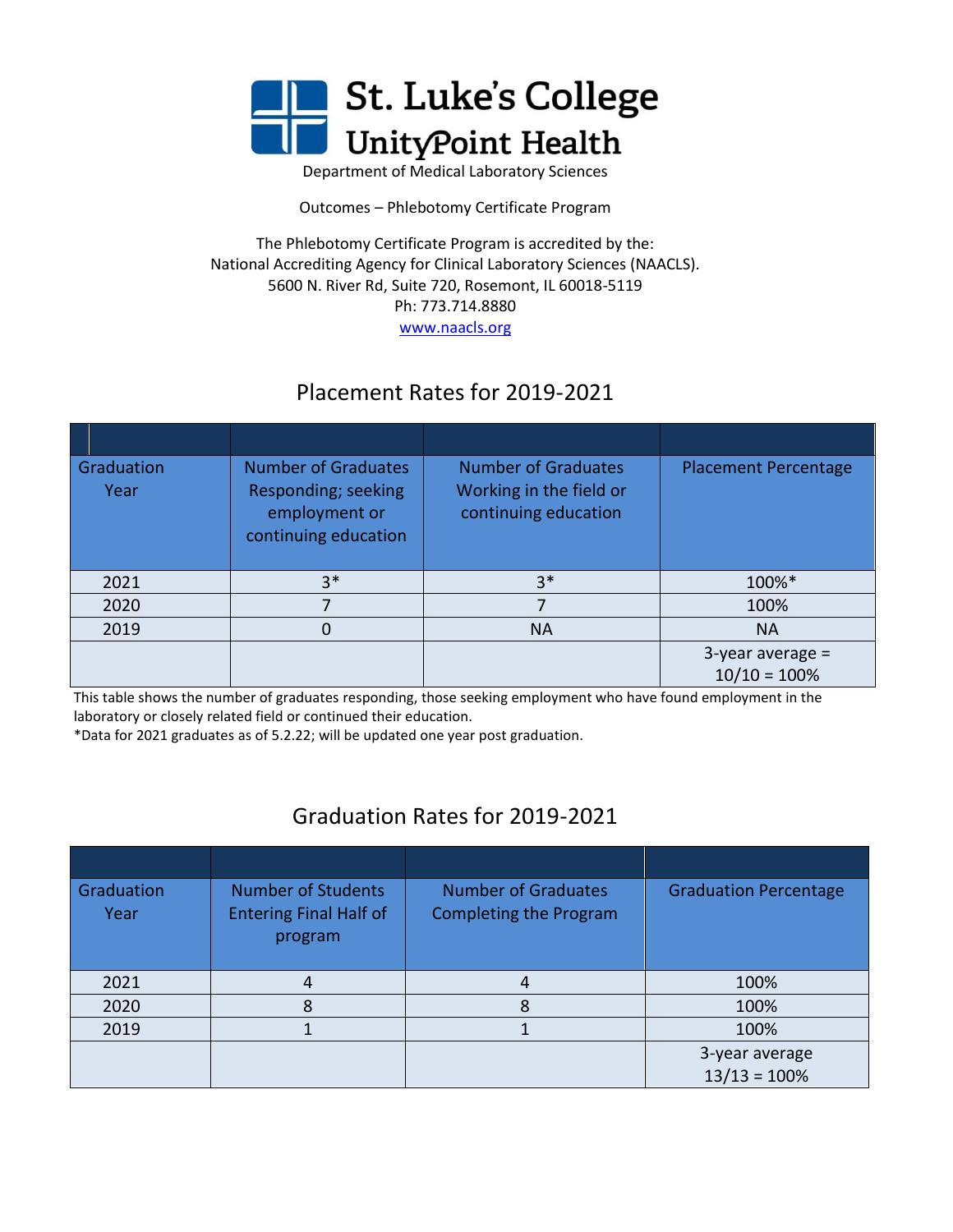St. Luke's College

UnityPoint Health

Department of Medical Laboratory Sciences

Outcomes – Phlebotomy Certificate Program

The Phlebotomy Certificate Program is accredited by the:
National Accrediting Agency for Clinical Laboratory Sciences (NAACLS).
5600 N. River Rd, Suite 720, Rosemont, IL 60018-5119
Ph: 773.714.8880
www.naacls.org

## Placement Rates for 2019-2021

| Graduation Year | Number of Graduates Responding; seeking employment or continuing education | Number of Graduates Working in the field or continuing education | Placement Percentage |
|---|---|---|---|
| 2021 | 3* | 3* | 100%* |
| 2020 | 7 | 7 | 100% |
| 2019 | 0 | NA | NA |
| | | | 3-year average = 10/10 = 100% |

This table shows the number of graduates responding, those seeking employment who have found employment in the laboratory or closely related field or continued their education.
*Data for 2021 graduates as of 5.2.22; will be updated one year post graduation.

## Graduation Rates for 2019-2021

| Graduation Year | Number of Students Entering Final Half of program | Number of Graduates Completing the Program | Graduation Percentage |
|---|---|---|---|
| 2021 | 4 | 4 | 100% |
| 2020 | 8 | 8 | 100% |
| 2019 | 1 | 1 | 100% |
| | | | 3-year average 13/13 = 100% |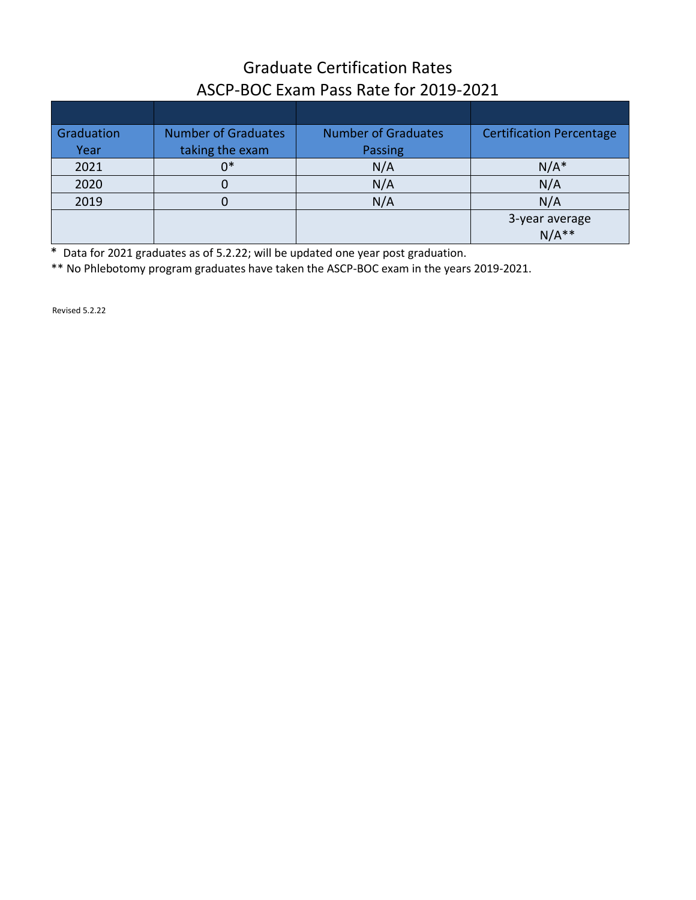# Graduate Certification Rates
## ASCP-BOC Exam Pass Rate for 2019-2021

| Graduation Year | Number of Graduates taking the exam | Number of Graduates Passing | Certification Percentage |
|---|---|---|---|
| 2021 | 0* | N/A | N/A* |
| 2020 | 0 | N/A | N/A |
| 2019 | 0 | N/A | N/A |
| | | | 3-year average N/A** |

\* Data for 2021 graduates as of 5.2.22; will be updated one year post graduation.

** No Phlebotomy program graduates have taken the ASCP-BOC exam in the years 2019-2021.

Revised 5.2.22